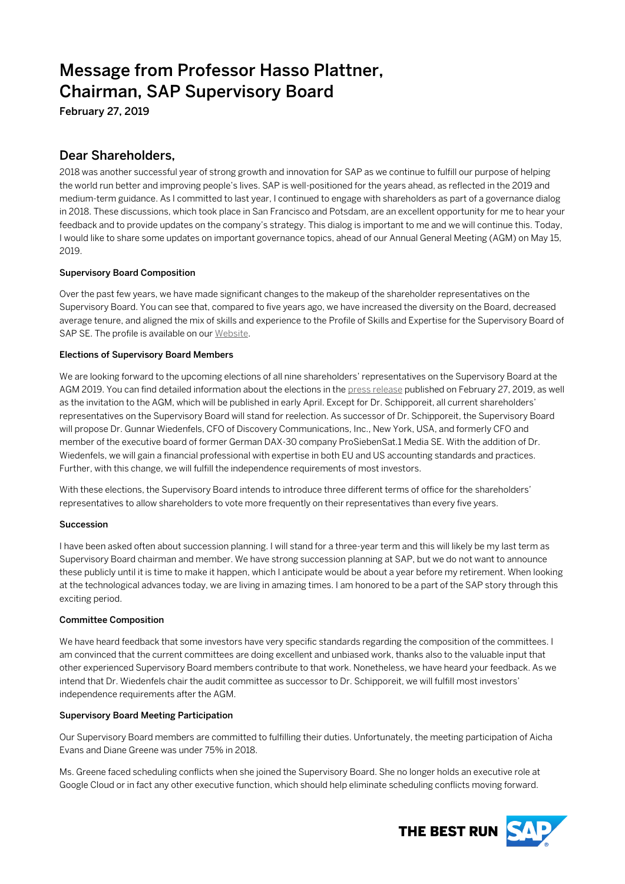# Message from Professor Hasso Plattner, Chairman, SAP Supervisory Board

**February 27, 2019**

## Dear Shareholders,

2018 was another successful year of strong growth and innovation for SAP as we continue to fulfill our purpose of helping the world run better and improving people's lives. SAP is well-positioned for the years ahead, as reflected in the 2019 and medium-term guidance. As I committed to last year, I continued to engage with shareholders as part of a governance dialog in 2018. These discussions, which took place in San Francisco and Potsdam, are an excellent opportunity for me to hear your feedback and to provide updates on the company's strategy. This dialog is important to me and we will continue this. Today, I would like to share some updates on important governance topics, ahead of our Annual General Meeting (AGM) on May 15, 2019.

### Supervisory Board Composition

Over the past few years, we have made significant changes to the makeup of the shareholder representatives on the Supervisory Board. You can see that, compared to five years ago, we have increased the diversity on the Board, decreased average tenure, and aligned the mix of skills and experience to the Profile of Skills and Expertise for the Supervisory Board of SAP SE. The profile is available on our Website.

### Elections of Supervisory Board Members

We are looking forward to the upcoming elections of all nine shareholders' representatives on the Supervisory Board at the AGM 2019. You can find detailed information about the elections in the press release published on February 27, 2019, as well as the invitation to the AGM, which will be published in early April. Except for Dr. Schipporeit, all current shareholders' representatives on the Supervisory Board will stand for reelection. As successor of Dr. Schipporeit, the Supervisory Board will propose Dr. Gunnar Wiedenfels, CFO of Discovery Communications, Inc., New York, USA, and formerly CFO and member of the executive board of former German DAX-30 company ProSiebenSat.1 Media SE. With the addition of Dr. Wiedenfels, we will gain a financial professional with expertise in both EU and US accounting standards and practices. Further, with this change, we will fulfill the independence requirements of most investors.

With these elections, the Supervisory Board intends to introduce three different terms of office for the shareholders' representatives to allow shareholders to vote more frequently on their representatives than every five years.

### Succession

I have been asked often about succession planning. I will stand for a three-year term and this will likely be my last term as Supervisory Board chairman and member. We have strong succession planning at SAP, but we do not want to announce these publicly until it is time to make it happen, which I anticipate would be about a year before my retirement. When looking at the technological advances today, we are living in amazing times. I am honored to be a part of the SAP story through this exciting period.

### Committee Composition

We have heard feedback that some investors have very specific standards regarding the composition of the committees. I am convinced that the current committees are doing excellent and unbiased work, thanks also to the valuable input that other experienced Supervisory Board members contribute to that work. Nonetheless, we have heard your feedback. As we intend that Dr. Wiedenfels chair the audit committee as successor to Dr. Schipporeit, we will fulfill most investors' independence requirements after the AGM.

### Supervisory Board Meeting Participation

Our Supervisory Board members are committed to fulfilling their duties. Unfortunately, the meeting participation of Aicha Evans and Diane Greene was under 75% in 2018.

Ms. Greene faced scheduling conflicts when she joined the Supervisory Board. She no longer holds an executive role at Google Cloud or in fact any other executive function, which should help eliminate scheduling conflicts moving forward.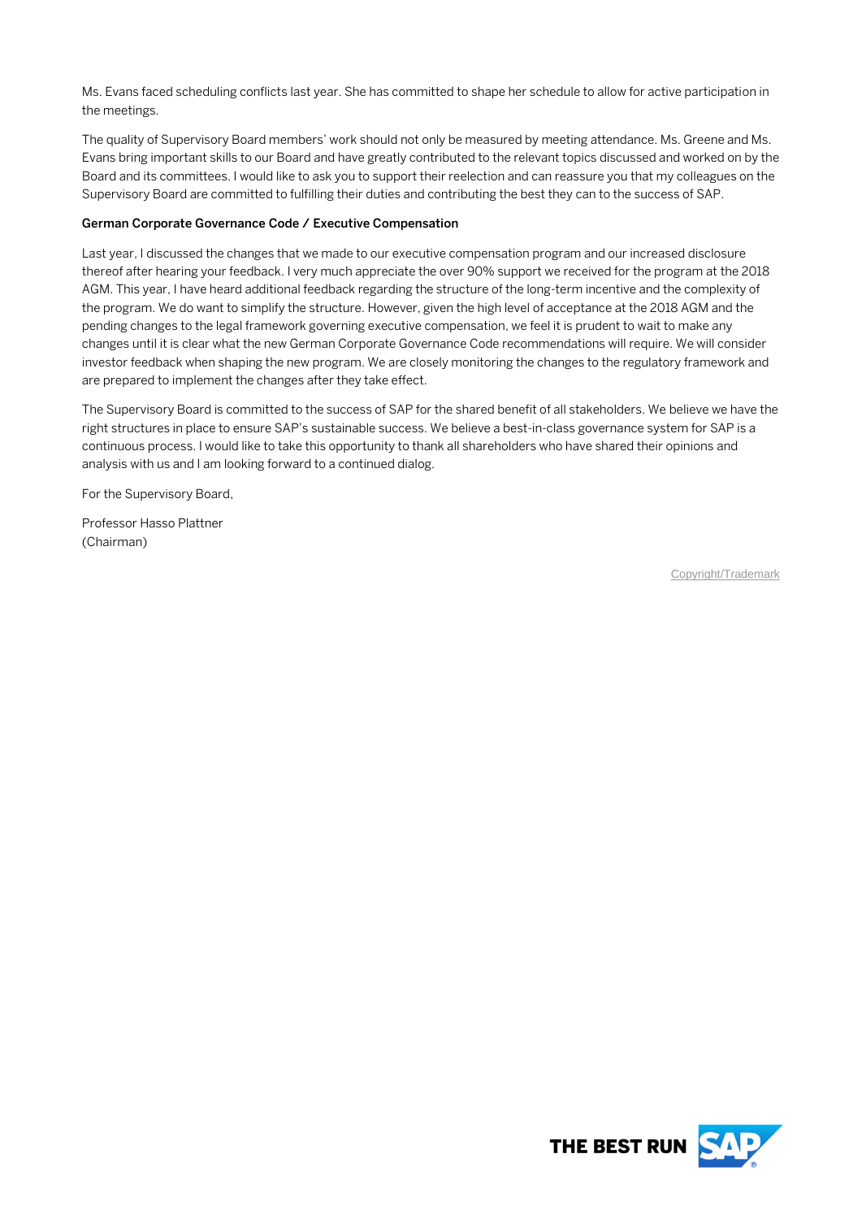Ms. Evans faced scheduling conflicts last year. She has committed to shape her schedule to allow for active participation in the meetings.

The quality of Supervisory Board members' work should not only be measured by meeting attendance. Ms. Greene and Ms. Evans bring important skills to our Board and have greatly contributed to the relevant topics discussed and worked on by the Board and its committees. I would like to ask you to support their reelection and can reassure you that my colleagues on the Supervisory Board are committed to fulfilling their duties and contributing the best they can to the success of SAP.

**German Corporate Governance Code / Executive Compensation**

Last year, I discussed the changes that we made to our executive compensation program and our increased disclosure thereof after hearing your feedback. I very much appreciate the over 90% support we received for the program at the 2018 AGM. This year, I have heard additional feedback regarding the structure of the long-term incentive and the complexity of the program. We do want to simplify the structure. However, given the high level of acceptance at the 2018 AGM and the pending changes to the legal framework governing executive compensation, we feel it is prudent to wait to make any changes until it is clear what the new German Corporate Governance Code recommendations will require. We will consider investor feedback when shaping the new program. We are closely monitoring the changes to the regulatory framework and are prepared to implement the changes after they take effect.

The Supervisory Board is committed to the success of SAP for the shared benefit of all stakeholders. We believe we have the right structures in place to ensure SAP's sustainable success. We believe a best-in-class governance system for SAP is a continuous process. I would like to take this opportunity to thank all shareholders who have shared their opinions and analysis with us and I am looking forward to a continued dialog.

For the Supervisory Board,

Professor Hasso Plattner
(Chairman)

Copyright/Trademark